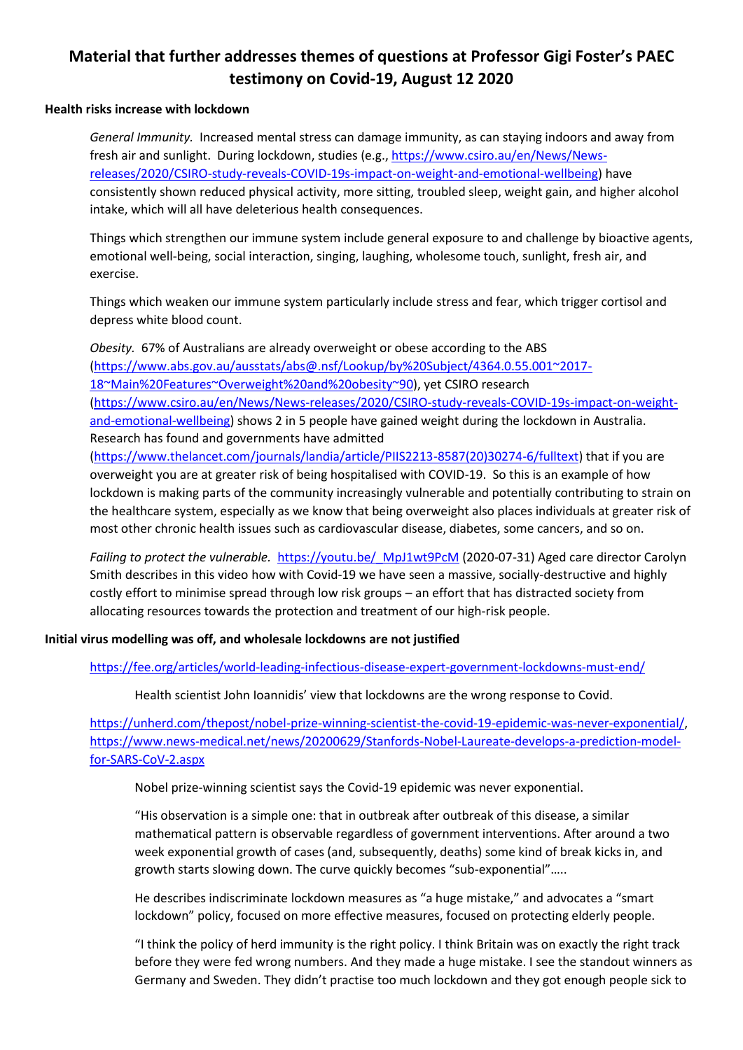# Material that further addresses themes of questions at Professor Gigi Foster's PAEC testimony on Covid-19, August 12 2020

**Health risks increase with lockdown**

*General Immunity.* Increased mental stress can damage immunity, as can staying indoors and away from fresh air and sunlight. During lockdown, studies (e.g., https://www.csiro.au/en/News/News-releases/2020/CSIRO-study-reveals-COVID-19s-impact-on-weight-and-emotional-wellbeing) have consistently shown reduced physical activity, more sitting, troubled sleep, weight gain, and higher alcohol intake, which will all have deleterious health consequences.

Things which strengthen our immune system include general exposure to and challenge by bioactive agents, emotional well-being, social interaction, singing, laughing, wholesome touch, sunlight, fresh air, and exercise.

Things which weaken our immune system particularly include stress and fear, which trigger cortisol and depress white blood count.

*Obesity.* 67% of Australians are already overweight or obese according to the ABS (https://www.abs.gov.au/ausstats/abs@.nsf/Lookup/by%20Subject/4364.0.55.001~2017-18~Main%20Features~Overweight%20and%20obesity~90), yet CSIRO research (https://www.csiro.au/en/News/News-releases/2020/CSIRO-study-reveals-COVID-19s-impact-on-weight-and-emotional-wellbeing) shows 2 in 5 people have gained weight during the lockdown in Australia. Research has found and governments have admitted (https://www.thelancet.com/journals/landia/article/PIIS2213-8587(20)30274-6/fulltext) that if you are overweight you are at greater risk of being hospitalised with COVID-19. So this is an example of how lockdown is making parts of the community increasingly vulnerable and potentially contributing to strain on the healthcare system, especially as we know that being overweight also places individuals at greater risk of most other chronic health issues such as cardiovascular disease, diabetes, some cancers, and so on.

*Failing to protect the vulnerable.* https://youtu.be/_MpJ1wt9PcM (2020-07-31) Aged care director Carolyn Smith describes in this video how with Covid-19 we have seen a massive, socially-destructive and highly costly effort to minimise spread through low risk groups – an effort that has distracted society from allocating resources towards the protection and treatment of our high-risk people.

**Initial virus modelling was off, and wholesale lockdowns are not justified**

https://fee.org/articles/world-leading-infectious-disease-expert-government-lockdowns-must-end/

> Health scientist John Ioannidis' view that lockdowns are the wrong response to Covid.

https://unherd.com/thepost/nobel-prize-winning-scientist-the-covid-19-epidemic-was-never-exponential/, https://www.news-medical.net/news/20200629/Stanfords-Nobel-Laureate-develops-a-prediction-model-for-SARS-CoV-2.aspx

> Nobel prize-winning scientist says the Covid-19 epidemic was never exponential.
>
> "His observation is a simple one: that in outbreak after outbreak of this disease, a similar mathematical pattern is observable regardless of government interventions. After around a two week exponential growth of cases (and, subsequently, deaths) some kind of break kicks in, and growth starts slowing down. The curve quickly becomes "sub-exponential"…..
>
> He describes indiscriminate lockdown measures as "a huge mistake," and advocates a "smart lockdown" policy, focused on more effective measures, focused on protecting elderly people.
>
> "I think the policy of herd immunity is the right policy. I think Britain was on exactly the right track before they were fed wrong numbers. And they made a huge mistake. I see the standout winners as Germany and Sweden. They didn't practise too much lockdown and they got enough people sick to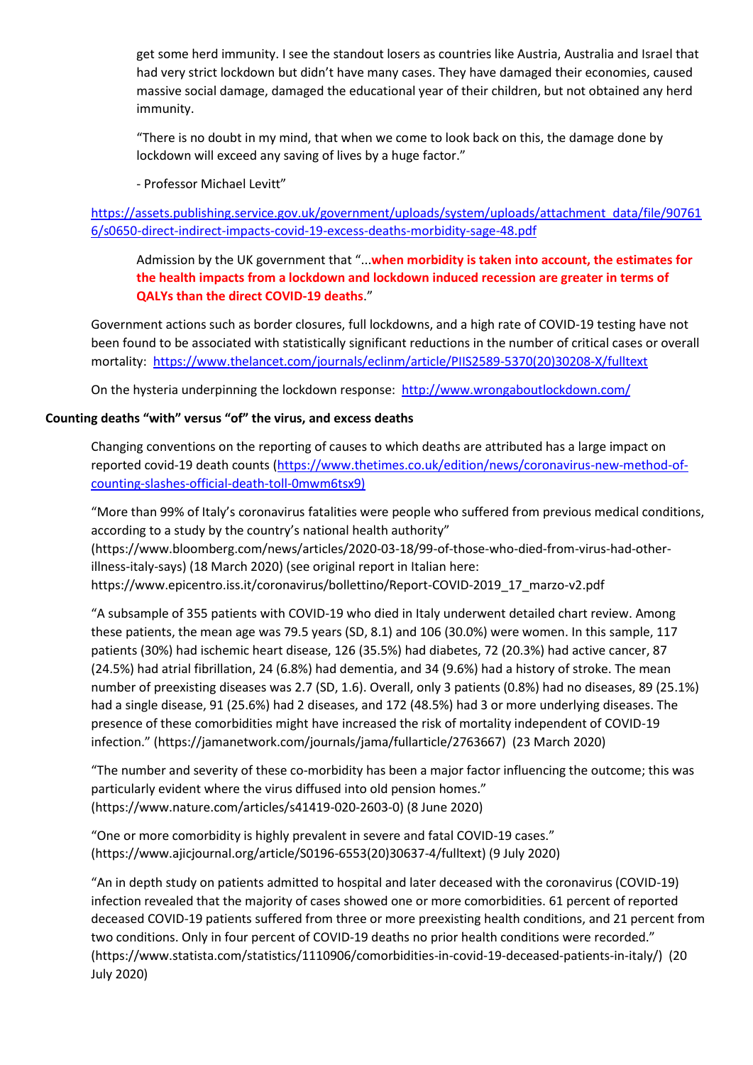get some herd immunity. I see the standout losers as countries like Austria, Australia and Israel that had very strict lockdown but didn't have many cases. They have damaged their economies, caused massive social damage, damaged the educational year of their children, but not obtained any herd immunity.

"There is no doubt in my mind, that when we come to look back on this, the damage done by lockdown will exceed any saving of lives by a huge factor."

- Professor Michael Levitt"

https://assets.publishing.service.gov.uk/government/uploads/system/uploads/attachment_data/file/907616/s0650-direct-indirect-impacts-covid-19-excess-deaths-morbidity-sage-48.pdf

> Admission by the UK government that "...**when morbidity is taken into account, the estimates for the health impacts from a lockdown and lockdown induced recession are greater in terms of QALYs than the direct COVID-19 deaths**."

Government actions such as border closures, full lockdowns, and a high rate of COVID-19 testing have not been found to be associated with statistically significant reductions in the number of critical cases or overall mortality: https://www.thelancet.com/journals/eclinm/article/PIIS2589-5370(20)30208-X/fulltext

On the hysteria underpinning the lockdown response: http://www.wrongaboutlockdown.com/

**Counting deaths "with" versus "of" the virus, and excess deaths**

Changing conventions on the reporting of causes to which deaths are attributed has a large impact on reported covid-19 death counts (https://www.thetimes.co.uk/edition/news/coronavirus-new-method-of-counting-slashes-official-death-toll-0mwm6tsx9)

"More than 99% of Italy's coronavirus fatalities were people who suffered from previous medical conditions, according to a study by the country's national health authority" (https://www.bloomberg.com/news/articles/2020-03-18/99-of-those-who-died-from-virus-had-other-illness-italy-says) (18 March 2020) (see original report in Italian here: https://www.epicentro.iss.it/coronavirus/bollettino/Report-COVID-2019_17_marzo-v2.pdf

"A subsample of 355 patients with COVID-19 who died in Italy underwent detailed chart review. Among these patients, the mean age was 79.5 years (SD, 8.1) and 106 (30.0%) were women. In this sample, 117 patients (30%) had ischemic heart disease, 126 (35.5%) had diabetes, 72 (20.3%) had active cancer, 87 (24.5%) had atrial fibrillation, 24 (6.8%) had dementia, and 34 (9.6%) had a history of stroke. The mean number of preexisting diseases was 2.7 (SD, 1.6). Overall, only 3 patients (0.8%) had no diseases, 89 (25.1%) had a single disease, 91 (25.6%) had 2 diseases, and 172 (48.5%) had 3 or more underlying diseases. The presence of these comorbidities might have increased the risk of mortality independent of COVID-19 infection." (https://jamanetwork.com/journals/jama/fullarticle/2763667) (23 March 2020)

"The number and severity of these co-morbidity has been a major factor influencing the outcome; this was particularly evident where the virus diffused into old pension homes." (https://www.nature.com/articles/s41419-020-2603-0) (8 June 2020)

"One or more comorbidity is highly prevalent in severe and fatal COVID-19 cases." (https://www.ajicjournal.org/article/S0196-6553(20)30637-4/fulltext) (9 July 2020)

"An in depth study on patients admitted to hospital and later deceased with the coronavirus (COVID-19) infection revealed that the majority of cases showed one or more comorbidities. 61 percent of reported deceased COVID-19 patients suffered from three or more preexisting health conditions, and 21 percent from two conditions. Only in four percent of COVID-19 deaths no prior health conditions were recorded." (https://www.statista.com/statistics/1110906/comorbidities-in-covid-19-deceased-patients-in-italy/) (20 July 2020)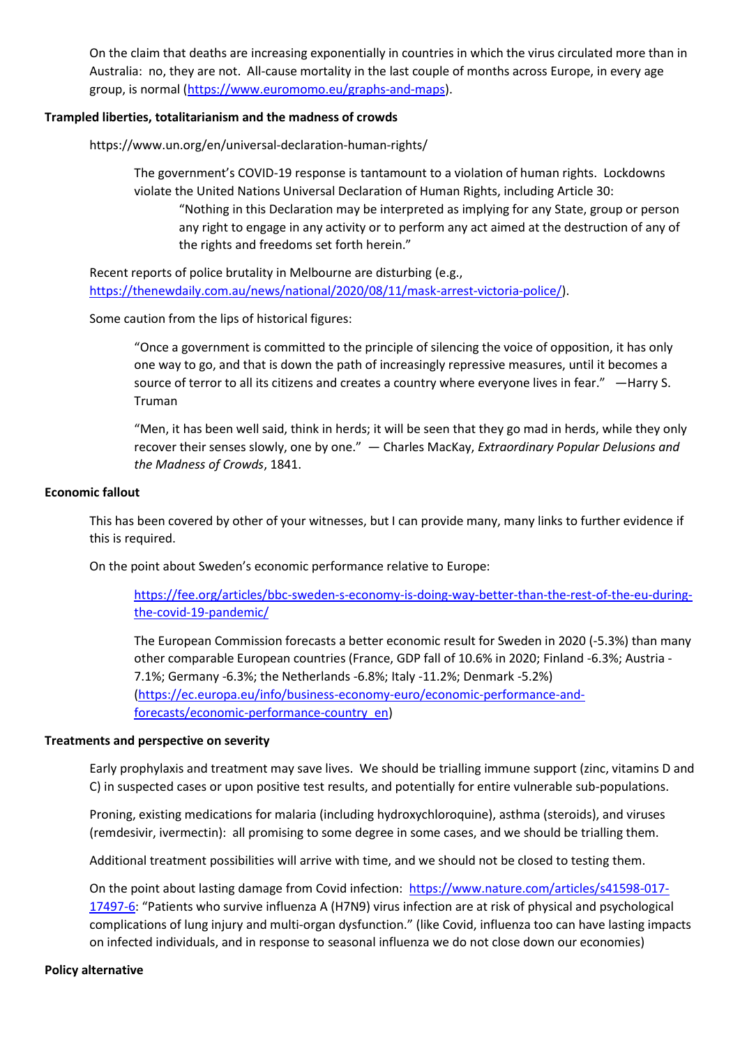On the claim that deaths are increasing exponentially in countries in which the virus circulated more than in Australia: no, they are not. All-cause mortality in the last couple of months across Europe, in every age group, is normal (https://www.euromomo.eu/graphs-and-maps).

**Trampled liberties, totalitarianism and the madness of crowds**

https://www.un.org/en/universal-declaration-human-rights/

> The government's COVID-19 response is tantamount to a violation of human rights. Lockdowns violate the United Nations Universal Declaration of Human Rights, including Article 30:
>
> > "Nothing in this Declaration may be interpreted as implying for any State, group or person any right to engage in any activity or to perform any act aimed at the destruction of any of the rights and freedoms set forth herein."

Recent reports of police brutality in Melbourne are disturbing (e.g., https://thenewdaily.com.au/news/national/2020/08/11/mask-arrest-victoria-police/).

Some caution from the lips of historical figures:

> "Once a government is committed to the principle of silencing the voice of opposition, it has only one way to go, and that is down the path of increasingly repressive measures, until it becomes a source of terror to all its citizens and creates a country where everyone lives in fear." —Harry S. Truman
>
> "Men, it has been well said, think in herds; it will be seen that they go mad in herds, while they only recover their senses slowly, one by one." — Charles MacKay, *Extraordinary Popular Delusions and the Madness of Crowds*, 1841.

**Economic fallout**

This has been covered by other of your witnesses, but I can provide many, many links to further evidence if this is required.

On the point about Sweden's economic performance relative to Europe:

> https://fee.org/articles/bbc-sweden-s-economy-is-doing-way-better-than-the-rest-of-the-eu-during-the-covid-19-pandemic/
>
> The European Commission forecasts a better economic result for Sweden in 2020 (-5.3%) than many other comparable European countries (France, GDP fall of 10.6% in 2020; Finland -6.3%; Austria -7.1%; Germany -6.3%; the Netherlands -6.8%; Italy -11.2%; Denmark -5.2%) (https://ec.europa.eu/info/business-economy-euro/economic-performance-and-forecasts/economic-performance-country_en)

**Treatments and perspective on severity**

Early prophylaxis and treatment may save lives. We should be trialling immune support (zinc, vitamins D and C) in suspected cases or upon positive test results, and potentially for entire vulnerable sub-populations.

Proning, existing medications for malaria (including hydroxychloroquine), asthma (steroids), and viruses (remdesivir, ivermectin): all promising to some degree in some cases, and we should be trialling them.

Additional treatment possibilities will arrive with time, and we should not be closed to testing them.

On the point about lasting damage from Covid infection: https://www.nature.com/articles/s41598-017-17497-6: "Patients who survive influenza A (H7N9) virus infection are at risk of physical and psychological complications of lung injury and multi-organ dysfunction." (like Covid, influenza too can have lasting impacts on infected individuals, and in response to seasonal influenza we do not close down our economies)

**Policy alternative**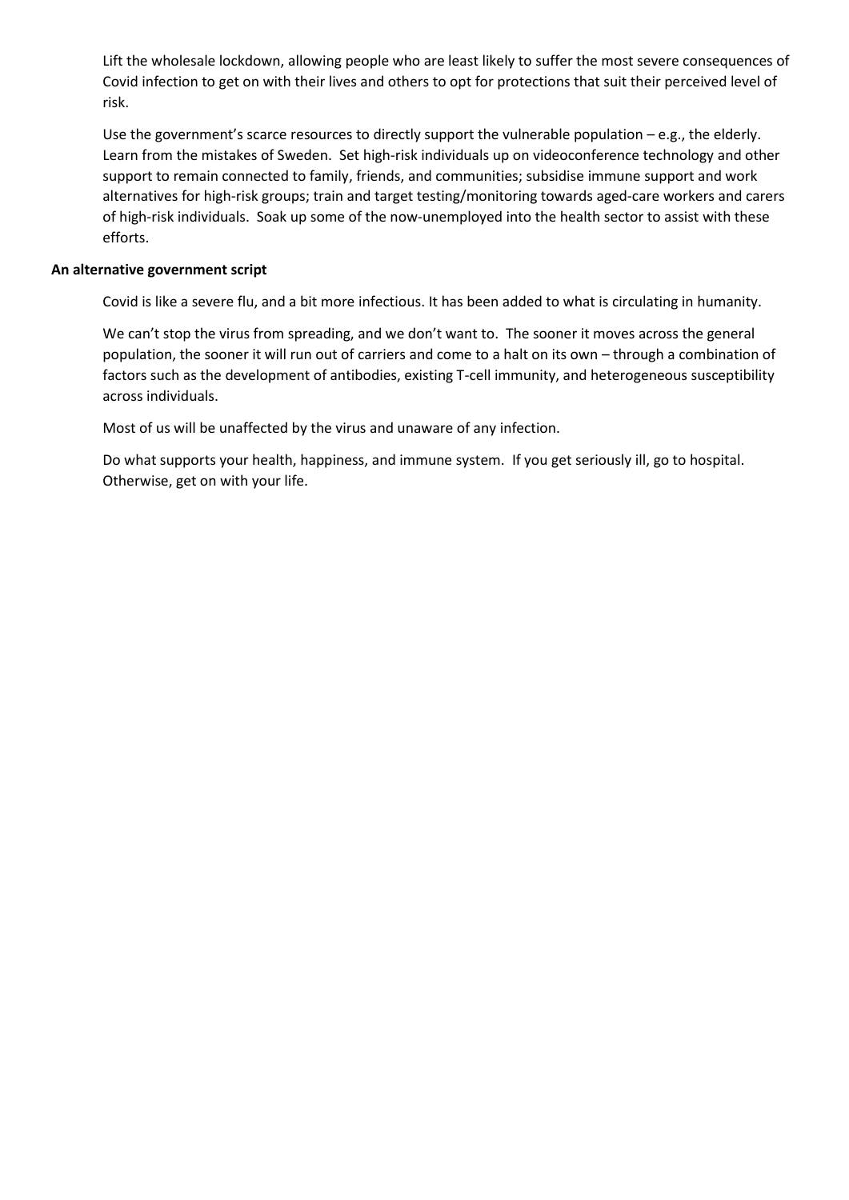Lift the wholesale lockdown, allowing people who are least likely to suffer the most severe consequences of Covid infection to get on with their lives and others to opt for protections that suit their perceived level of risk.

Use the government's scarce resources to directly support the vulnerable population – e.g., the elderly. Learn from the mistakes of Sweden. Set high-risk individuals up on videoconference technology and other support to remain connected to family, friends, and communities; subsidise immune support and work alternatives for high-risk groups; train and target testing/monitoring towards aged-care workers and carers of high-risk individuals. Soak up some of the now-unemployed into the health sector to assist with these efforts.

**An alternative government script**

Covid is like a severe flu, and a bit more infectious. It has been added to what is circulating in humanity.

We can't stop the virus from spreading, and we don't want to. The sooner it moves across the general population, the sooner it will run out of carriers and come to a halt on its own – through a combination of factors such as the development of antibodies, existing T-cell immunity, and heterogeneous susceptibility across individuals.

Most of us will be unaffected by the virus and unaware of any infection.

Do what supports your health, happiness, and immune system. If you get seriously ill, go to hospital. Otherwise, get on with your life.